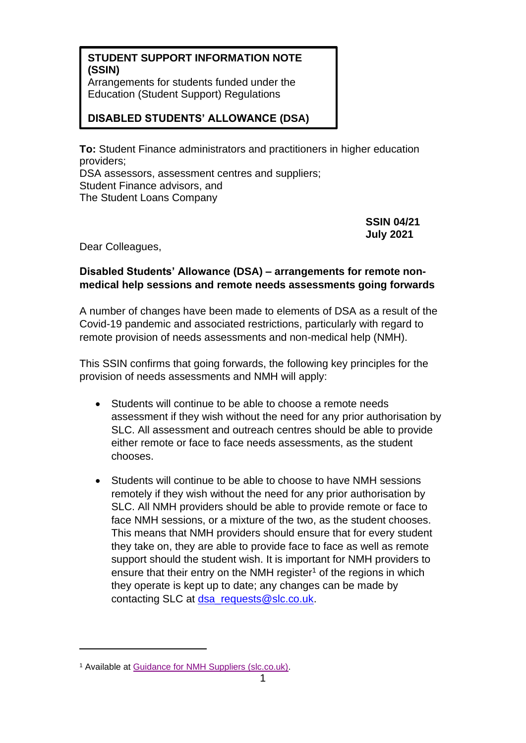**STUDENT SUPPORT INFORMATION NOTE (SSIN)**
Arrangements for students funded under the Education (Student Support) Regulations

**DISABLED STUDENTS' ALLOWANCE (DSA)**

**To:** Student Finance administrators and practitioners in higher education providers;
DSA assessors, assessment centres and suppliers;
Student Finance advisors, and
The Student Loans Company

**SSIN 04/21**
**July 2021**

Dear Colleagues,

**Disabled Students' Allowance (DSA) – arrangements for remote non-medical help sessions and remote needs assessments going forwards**

A number of changes have been made to elements of DSA as a result of the Covid-19 pandemic and associated restrictions, particularly with regard to remote provision of needs assessments and non-medical help (NMH).

This SSIN confirms that going forwards, the following key principles for the provision of needs assessments and NMH will apply:

- Students will continue to be able to choose a remote needs assessment if they wish without the need for any prior authorisation by SLC. All assessment and outreach centres should be able to provide either remote or face to face needs assessments, as the student chooses.
- Students will continue to be able to choose to have NMH sessions remotely if they wish without the need for any prior authorisation by SLC. All NMH providers should be able to provide remote or face to face NMH sessions, or a mixture of the two, as the student chooses. This means that NMH providers should ensure that for every student they take on, they are able to provide face to face as well as remote support should the student wish. It is important for NMH providers to ensure that their entry on the NMH register[1] of the regions in which they operate is kept up to date; any changes can be made by contacting SLC at dsa_requests@slc.co.uk.

[1] Available at Guidance for NMH Suppliers (slc.co.uk).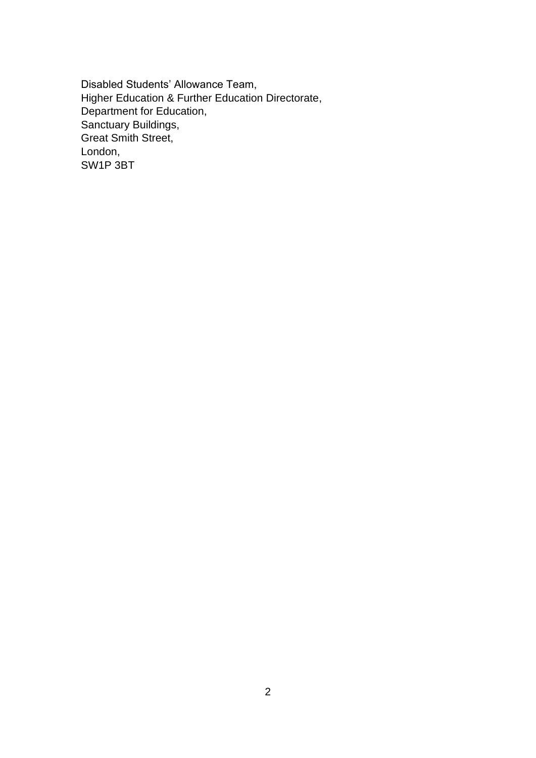Disabled Students' Allowance Team,
Higher Education & Further Education Directorate,
Department for Education,
Sanctuary Buildings,
Great Smith Street,
London,
SW1P 3BT